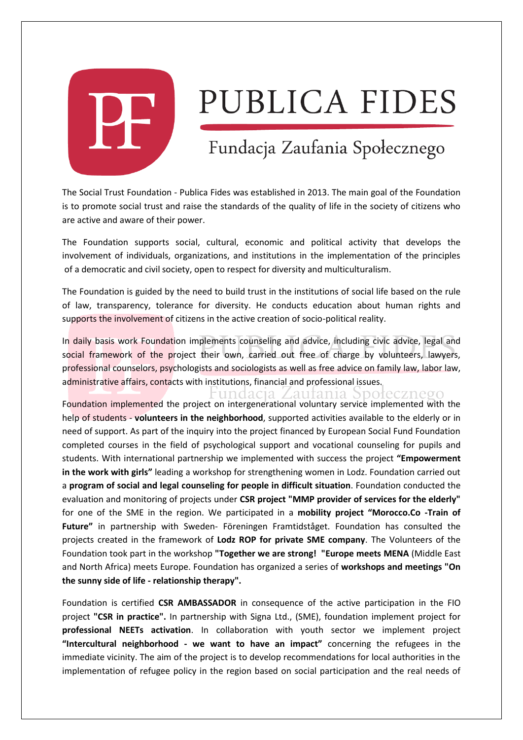# PUBLICA FIDES

## Fundacja Zaufania Społecznego

The Social Trust Foundation - Publica Fides was established in 2013. The main goal of the Foundation is to promote social trust and raise the standards of the quality of life in the society of citizens who are active and aware of their power.

The Foundation supports social, cultural, economic and political activity that develops the involvement of individuals, organizations, and institutions in the implementation of the principles of a democratic and civil society, open to respect for diversity and multiculturalism.

The Foundation is guided by the need to build trust in the institutions of social life based on the rule of law, transparency, tolerance for diversity. He conducts education about human rights and supports the involvement of citizens in the active creation of socio-political reality.

In daily basis work Foundation implements counseling and advice, including civic advice, legal and social framework of the project their own, carried out free of charge by volunteers, lawyers, professional counselors, psychologists and sociologists as well as free advice on family law, labor law, administrative affairs, contacts with institutions, financial and professional issues.

Foundation implemented the project on intergenerational voluntary service implemented with the help of students - **volunteers in the neighborhood**, supported activities available to the elderly or in need of support. As part of the inquiry into the project financed by European Social Fund Foundation completed courses in the field of psychological support and vocational counseling for pupils and students. With international partnership we implemented with success the project **"Empowerment in the work with girls"** leading a workshop for strengthening women in Lodz. Foundation carried out a **program of social and legal counseling for people in difficult situation**. Foundation conducted the evaluation and monitoring of projects under **CSR project "MMP provider of services for the elderly"** for one of the SME in the region. We participated in a **mobility project "Morocco.Co -Train of Future"** in partnership with Sweden- Föreningen Framtidståget. Foundation has consulted the projects created in the framework of **Lodz ROP for private SME company**. The Volunteers of the Foundation took part in the workshop **"Together we are strong! "Europe meets MENA** (Middle East and North Africa) meets Europe. Foundation has organized a series of **workshops and meetings "On the sunny side of life - relationship therapy".**

Foundation is certified **CSR AMBASSADOR** in consequence of the active participation in the FIO project **"CSR in practice".** In partnership with Signa Ltd., (SME), foundation implement project for **professional NEETs activation**. In collaboration with youth sector we implement project **"Intercultural neighborhood - we want to have an impact"** concerning the refugees in the immediate vicinity. The aim of the project is to develop recommendations for local authorities in the implementation of refugee policy in the region based on social participation and the real needs of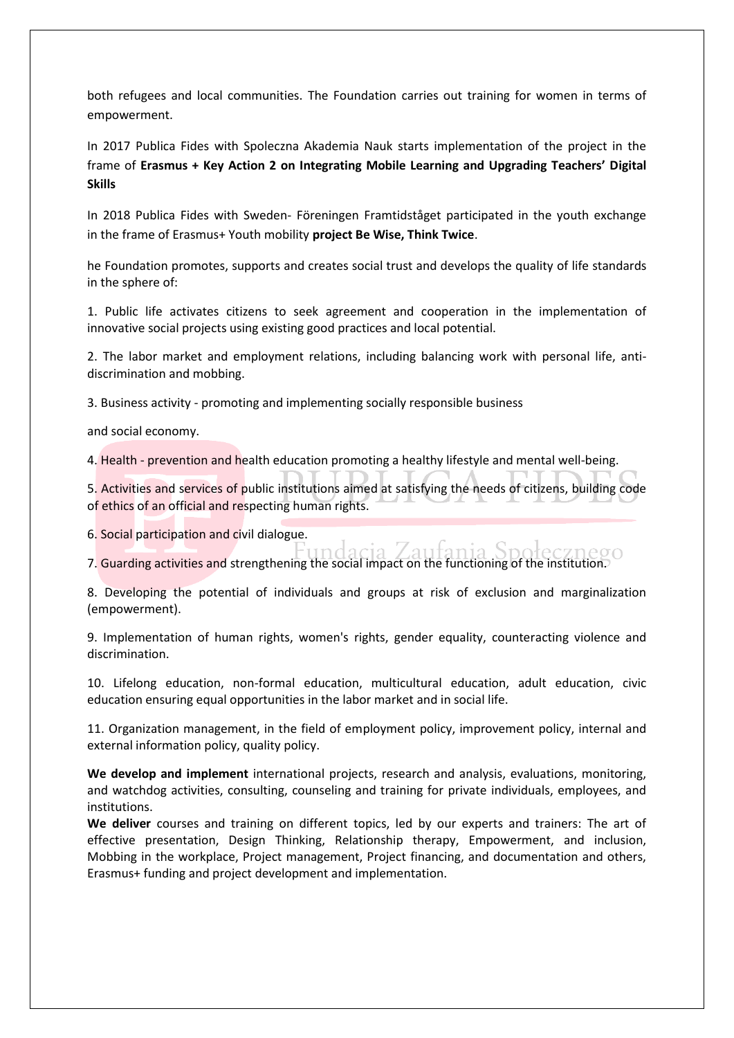both refugees and local communities. The Foundation carries out training for women in terms of empowerment.

In 2017 Publica Fides with Spoleczna Akademia Nauk starts implementation of the project in the frame of **Erasmus + Key Action 2 on Integrating Mobile Learning and Upgrading Teachers' Digital Skills**

In 2018 Publica Fides with Sweden- Föreningen Framtidståget participated in the youth exchange in the frame of Erasmus+ Youth mobility **project Be Wise, Think Twice**.

he Foundation promotes, supports and creates social trust and develops the quality of life standards in the sphere of:

1. Public life activates citizens to seek agreement and cooperation in the implementation of innovative social projects using existing good practices and local potential.

2. The labor market and employment relations, including balancing work with personal life, anti-discrimination and mobbing.

3. Business activity - promoting and implementing socially responsible business

and social economy.

4. Health - prevention and health education promoting a healthy lifestyle and mental well-being.

5. Activities and services of public institutions aimed at satisfying the needs of citizens, building code of ethics of an official and respecting human rights.

6. Social participation and civil dialogue.

7. Guarding activities and strengthening the social impact on the functioning of the institution.

8. Developing the potential of individuals and groups at risk of exclusion and marginalization (empowerment).

9. Implementation of human rights, women's rights, gender equality, counteracting violence and discrimination.

10. Lifelong education, non-formal education, multicultural education, adult education, civic education ensuring equal opportunities in the labor market and in social life.

11. Organization management, in the field of employment policy, improvement policy, internal and external information policy, quality policy.

**We develop and implement** international projects, research and analysis, evaluations, monitoring, and watchdog activities, consulting, counseling and training for private individuals, employees, and institutions.

**We deliver** courses and training on different topics, led by our experts and trainers: The art of effective presentation, Design Thinking, Relationship therapy, Empowerment, and inclusion, Mobbing in the workplace, Project management, Project financing, and documentation and others, Erasmus+ funding and project development and implementation.